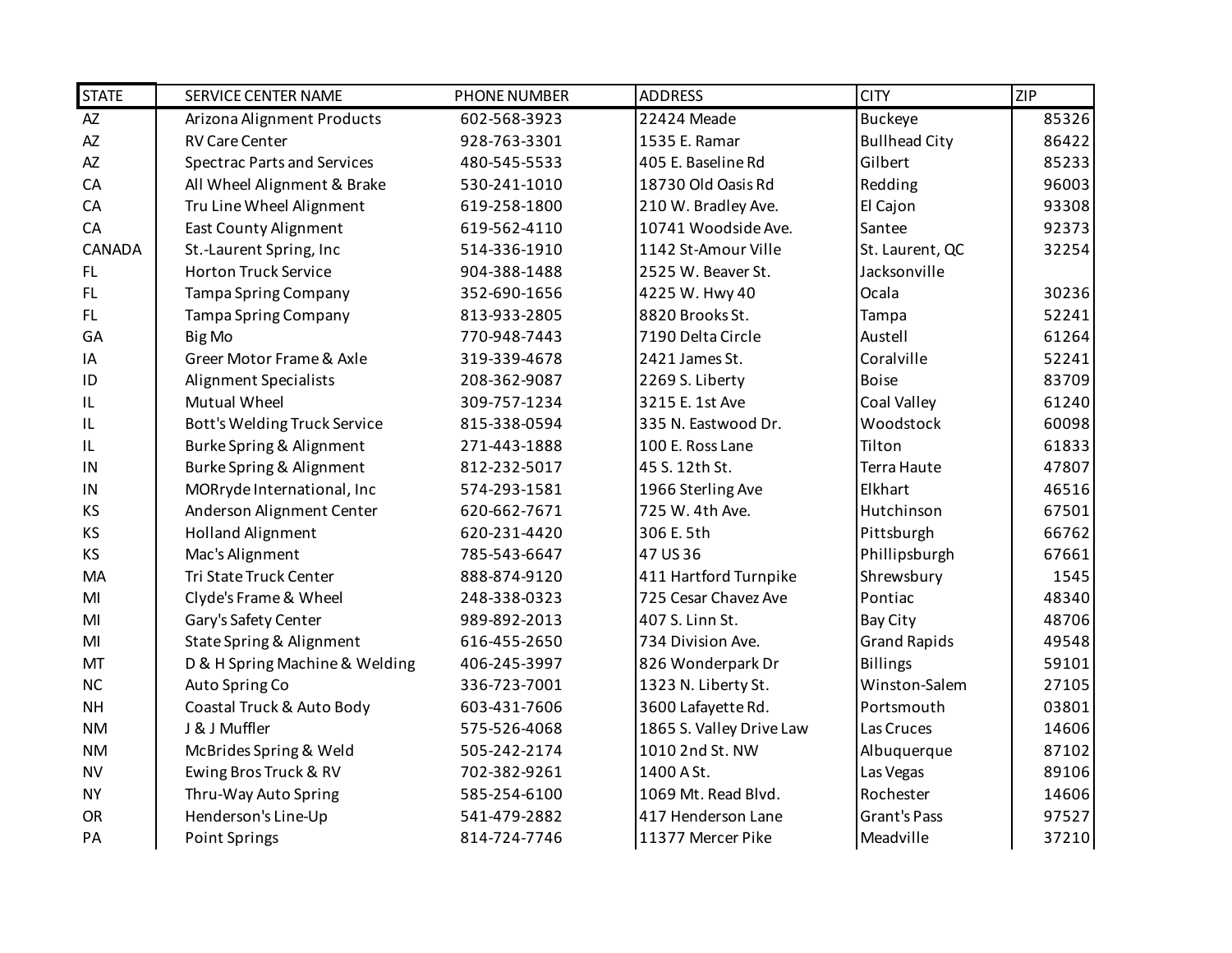| STATE | SERVICE CENTER NAME | PHONE NUMBER | ADDRESS | CITY | ZIP |
|---|---|---|---|---|---|
| AZ | Arizona Alignment Products | 602-568-3923 | 22424 Meade | Buckeye | 85326 |
| AZ | RV Care Center | 928-763-3301 | 1535 E. Ramar | Bullhead City | 86422 |
| AZ | Spectrac Parts and Services | 480-545-5533 | 405 E. Baseline Rd | Gilbert | 85233 |
| CA | All Wheel Alignment & Brake | 530-241-1010 | 18730 Old Oasis Rd | Redding | 96003 |
| CA | Tru Line Wheel Alignment | 619-258-1800 | 210 W. Bradley Ave. | El Cajon | 93308 |
| CA | East County Alignment | 619-562-4110 | 10741 Woodside Ave. | Santee | 92373 |
| CANADA | St.-Laurent Spring, Inc | 514-336-1910 | 1142 St-Amour Ville | St. Laurent, QC | 32254 |
| FL | Horton Truck Service | 904-388-1488 | 2525 W. Beaver St. | Jacksonville | |
| FL | Tampa Spring Company | 352-690-1656 | 4225 W. Hwy 40 | Ocala | 30236 |
| FL | Tampa Spring Company | 813-933-2805 | 8820 Brooks St. | Tampa | 52241 |
| GA | Big Mo | 770-948-7443 | 7190 Delta Circle | Austell | 61264 |
| IA | Greer Motor Frame & Axle | 319-339-4678 | 2421 James St. | Coralville | 52241 |
| ID | Alignment Specialists | 208-362-9087 | 2269 S. Liberty | Boise | 83709 |
| IL | Mutual Wheel | 309-757-1234 | 3215 E. 1st Ave | Coal Valley | 61240 |
| IL | Bott's Welding Truck Service | 815-338-0594 | 335 N. Eastwood Dr. | Woodstock | 60098 |
| IL | Burke Spring & Alignment | 271-443-1888 | 100 E. Ross Lane | Tilton | 61833 |
| IN | Burke Spring & Alignment | 812-232-5017 | 45 S. 12th St. | Terra Haute | 47807 |
| IN | MORryde International, Inc | 574-293-1581 | 1966 Sterling Ave | Elkhart | 46516 |
| KS | Anderson Alignment Center | 620-662-7671 | 725 W. 4th Ave. | Hutchinson | 67501 |
| KS | Holland Alignment | 620-231-4420 | 306 E. 5th | Pittsburgh | 66762 |
| KS | Mac's Alignment | 785-543-6647 | 47 US 36 | Phillipsburgh | 67661 |
| MA | Tri State Truck Center | 888-874-9120 | 411 Hartford Turnpike | Shrewsbury | 1545 |
| MI | Clyde's Frame & Wheel | 248-338-0323 | 725 Cesar Chavez Ave | Pontiac | 48340 |
| MI | Gary's Safety Center | 989-892-2013 | 407 S. Linn St. | Bay City | 48706 |
| MI | State Spring & Alignment | 616-455-2650 | 734 Division Ave. | Grand Rapids | 49548 |
| MT | D & H Spring Machine & Welding | 406-245-3997 | 826 Wonderpark Dr | Billings | 59101 |
| NC | Auto Spring Co | 336-723-7001 | 1323 N. Liberty St. | Winston-Salem | 27105 |
| NH | Coastal Truck & Auto Body | 603-431-7606 | 3600 Lafayette Rd. | Portsmouth | 03801 |
| NM | J & J Muffler | 575-526-4068 | 1865 S. Valley Drive Law | Las Cruces | 14606 |
| NM | McBrides Spring & Weld | 505-242-2174 | 1010 2nd St. NW | Albuquerque | 87102 |
| NV | Ewing Bros Truck & RV | 702-382-9261 | 1400 A St. | Las Vegas | 89106 |
| NY | Thru-Way Auto Spring | 585-254-6100 | 1069 Mt. Read Blvd. | Rochester | 14606 |
| OR | Henderson's Line-Up | 541-479-2882 | 417 Henderson Lane | Grant's Pass | 97527 |
| PA | Point Springs | 814-724-7746 | 11377 Mercer Pike | Meadville | 37210 |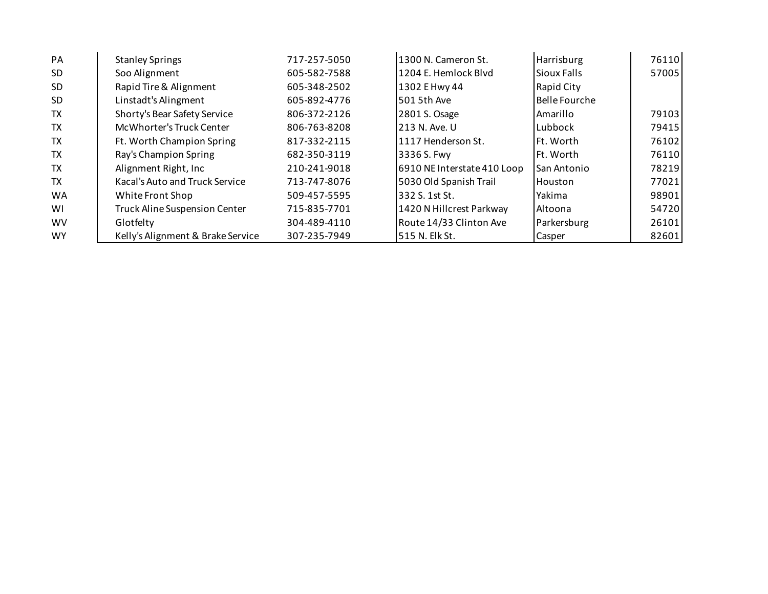| | | | | | |
|---|---|---|---|---|---|
| PA | Stanley Springs | 717-257-5050 | 1300 N. Cameron St. | Harrisburg | 76110 |
| SD | Soo Alignment | 605-582-7588 | 1204 E. Hemlock Blvd | Sioux Falls | 57005 |
| SD | Rapid Tire & Alignment | 605-348-2502 | 1302 E Hwy 44 | Rapid City | |
| SD | Linstadt's Alingment | 605-892-4776 | 501 5th Ave | Belle Fourche | |
| TX | Shorty's Bear Safety Service | 806-372-2126 | 2801 S. Osage | Amarillo | 79103 |
| TX | McWhorter's Truck Center | 806-763-8208 | 213 N. Ave. U | Lubbock | 79415 |
| TX | Ft. Worth Champion Spring | 817-332-2115 | 1117 Henderson St. | Ft. Worth | 76102 |
| TX | Ray's Champion Spring | 682-350-3119 | 3336 S. Fwy | Ft. Worth | 76110 |
| TX | Alignment Right, Inc | 210-241-9018 | 6910 NE Interstate 410 Loop | San Antonio | 78219 |
| TX | Kacal's Auto and Truck Service | 713-747-8076 | 5030 Old Spanish Trail | Houston | 77021 |
| WA | White Front Shop | 509-457-5595 | 332 S. 1st St. | Yakima | 98901 |
| WI | Truck Aline Suspension Center | 715-835-7701 | 1420 N Hillcrest Parkway | Altoona | 54720 |
| WV | Glotfelty | 304-489-4110 | Route 14/33 Clinton Ave | Parkersburg | 26101 |
| WY | Kelly's Alignment & Brake Service | 307-235-7949 | 515 N. Elk St. | Casper | 82601 |